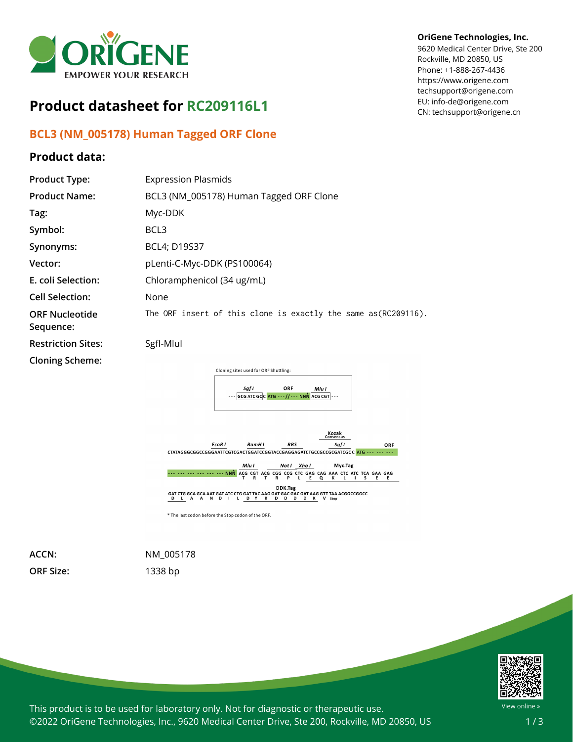# Product datasheet for RC209116L1

## BCL3 (NM_005178) Human Tagged ORF Clone

### Product data:

| | |
|---|---|
| **Product Type:** | Expression Plasmids |
| **Product Name:** | BCL3 (NM_005178) Human Tagged ORF Clone |
| **Tag:** | Myc-DDK |
| **Symbol:** | BCL3 |
| **Synonyms:** | BCL4; D19S37 |
| **Vector:** | pLenti-C-Myc-DDK (PS100064) |
| **E. coli Selection:** | Chloramphenicol (34 ug/mL) |
| **Cell Selection:** | None |
| **ORF Nucleotide Sequence:** | The ORF insert of this clone is exactly the same as(RC209116). |
| **Restriction Sites:** | SgfI-MluI |
| **Cloning Scheme:** | |

Cloning sites used for ORF Shuttling:

```
      SgfI           ORF           MluI
--- GCG ATC GC C ATG --- // --- NNN ACG CGT ---
```

```
                                                                       Kozak
                                                                      Consensus
          EcoR I        BamH I        RBS                       Sgf I            ORF
CTATAGGGCGGCCGGGAATTCGTCGACTGGATCCGGTACCGAGGAGATCTGCCGCCGCGATCGCC ATG --- --- ---

                     Mlu I         Not I   Xho I          Myc.Tag
--- --- --- --- --- --- --- NNN ACG CGT ACG CGG CCG CTC GAG CAG AAA CTC ATC TCA GAA GAG
                                 T   R   T   R   P   L   E   Q   K   L   I   S   E   E

                                     DDK.Tag
GAT CTG GCA GCA AAT GAT ATC CTG GAT TAC AAG GAT GAC GAC GAT AAG GTT TAA ACGGCCGGCC
 D   L   A   A   N   D   I   L   D   Y   K   D   D   D   D   K   V  Stop
```

* The last codon before the Stop codon of the ORF.

| | |
|---|---|
| **ACCN:** | NM_005178 |
| **ORF Size:** | 1338 bp |

This product is to be used for laboratory only. Not for diagnostic or therapeutic use.
©2022 OriGene Technologies, Inc., 9620 Medical Center Drive, Ste 200, Rockville, MD 20850, US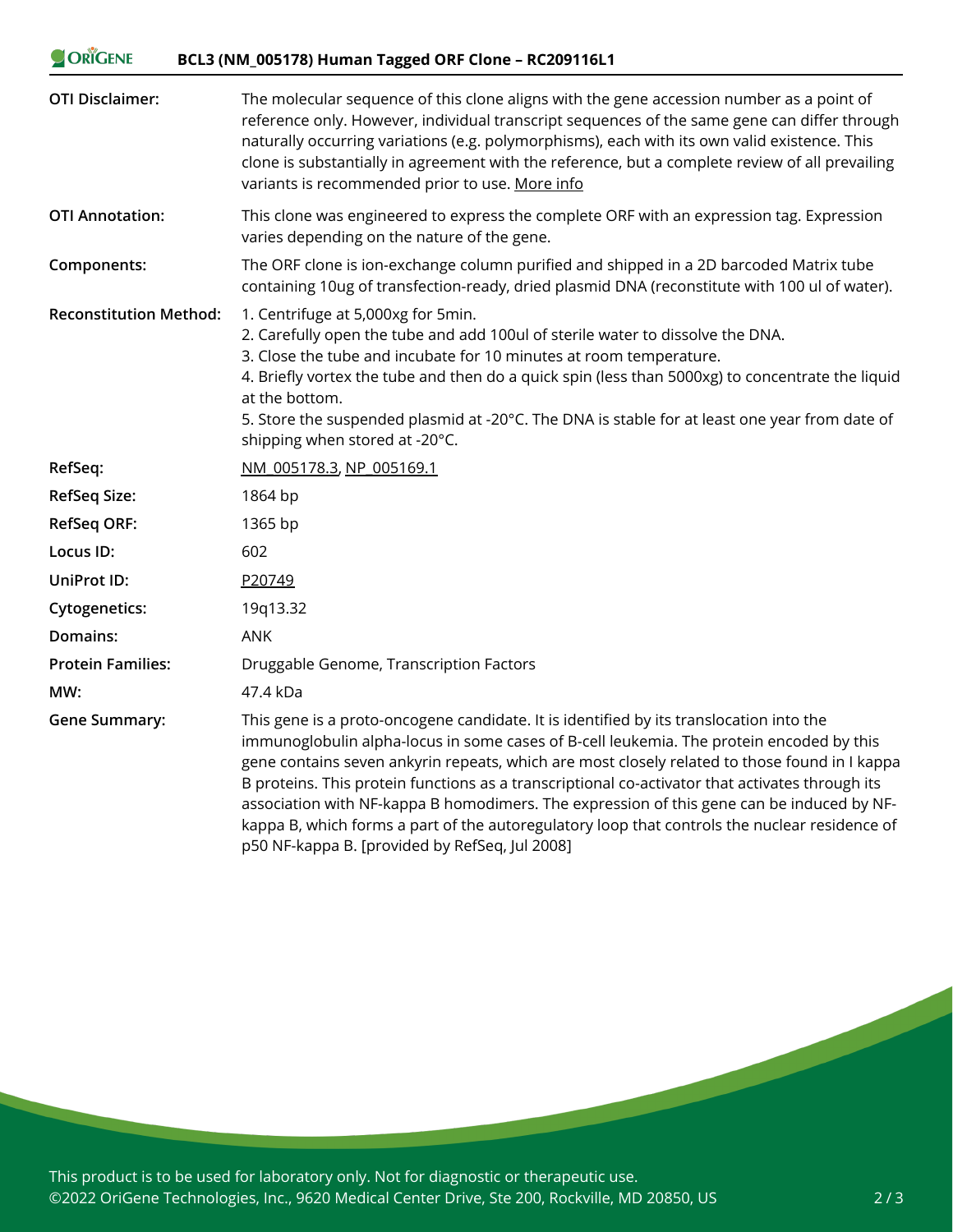| | |
|---|---|
| **OTI Disclaimer:** | The molecular sequence of this clone aligns with the gene accession number as a point of reference only. However, individual transcript sequences of the same gene can differ through naturally occurring variations (e.g. polymorphisms), each with its own valid existence. This clone is substantially in agreement with the reference, but a complete review of all prevailing variants is recommended prior to use. More info |
| **OTI Annotation:** | This clone was engineered to express the complete ORF with an expression tag. Expression varies depending on the nature of the gene. |
| **Components:** | The ORF clone is ion-exchange column purified and shipped in a 2D barcoded Matrix tube containing 10ug of transfection-ready, dried plasmid DNA (reconstitute with 100 ul of water). |
| **Reconstitution Method:** | 1. Centrifuge at 5,000xg for 5min.<br>2. Carefully open the tube and add 100ul of sterile water to dissolve the DNA.<br>3. Close the tube and incubate for 10 minutes at room temperature.<br>4. Briefly vortex the tube and then do a quick spin (less than 5000xg) to concentrate the liquid at the bottom.<br>5. Store the suspended plasmid at -20°C. The DNA is stable for at least one year from date of shipping when stored at -20°C. |
| **RefSeq:** | NM_005178.3, NP_005169.1 |
| **RefSeq Size:** | 1864 bp |
| **RefSeq ORF:** | 1365 bp |
| **Locus ID:** | 602 |
| **UniProt ID:** | P20749 |
| **Cytogenetics:** | 19q13.32 |
| **Domains:** | ANK |
| **Protein Families:** | Druggable Genome, Transcription Factors |
| **MW:** | 47.4 kDa |
| **Gene Summary:** | This gene is a proto-oncogene candidate. It is identified by its translocation into the immunoglobulin alpha-locus in some cases of B-cell leukemia. The protein encoded by this gene contains seven ankyrin repeats, which are most closely related to those found in I kappa B proteins. This protein functions as a transcriptional co-activator that activates through its association with NF-kappa B homodimers. The expression of this gene can be induced by NF-kappa B, which forms a part of the autoregulatory loop that controls the nuclear residence of p50 NF-kappa B. [provided by RefSeq, Jul 2008] |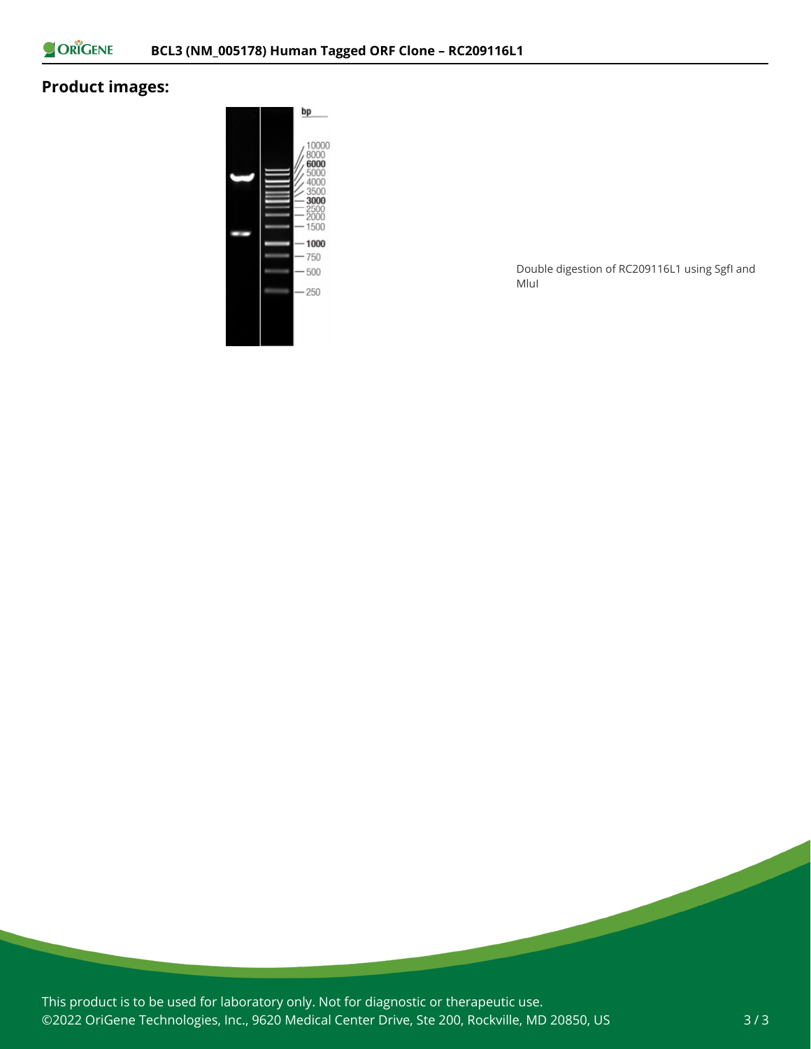## Product images:

bp

10000
8000
6000
5000
4000
3500
3000
2500
2000
1500
1000
750
500
250

Double digestion of RC209116L1 using SgfI and MluI

This product is to be used for laboratory only. Not for diagnostic or therapeutic use.
©2022 OriGene Technologies, Inc., 9620 Medical Center Drive, Ste 200, Rockville, MD 20850, US